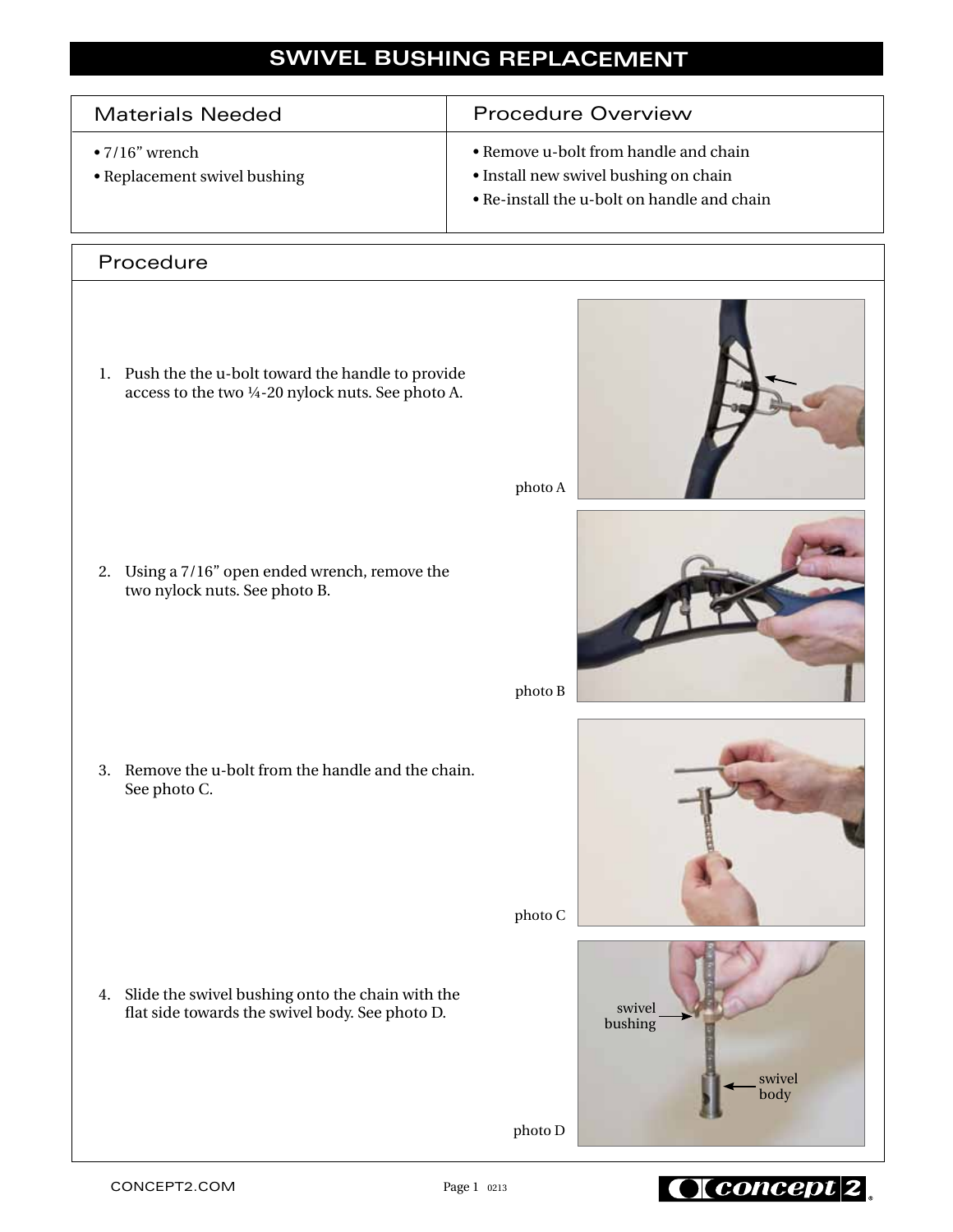# SWIVEL BUSHING REPLACEMENT

| Materials Needed | Procedure Overview |
|---|---|
| • 7/16” wrench<br>• Replacement swivel bushing | • Remove u-bolt from handle and chain<br>• Install new swivel bushing on chain<br>• Re-install the u-bolt on handle and chain |

## Procedure

1. Push the the u-bolt toward the handle to provide access to the two ¼-20 nylock nuts. See photo A.

photo A

2. Using a 7/16” open ended wrench, remove the two nylock nuts. See photo B.

photo B

3. Remove the u-bolt from the handle and the chain. See photo C.

photo C

4. Slide the swivel bushing onto the chain with the flat side towards the swivel body. See photo D.

swivel bushing

swivel body

photo D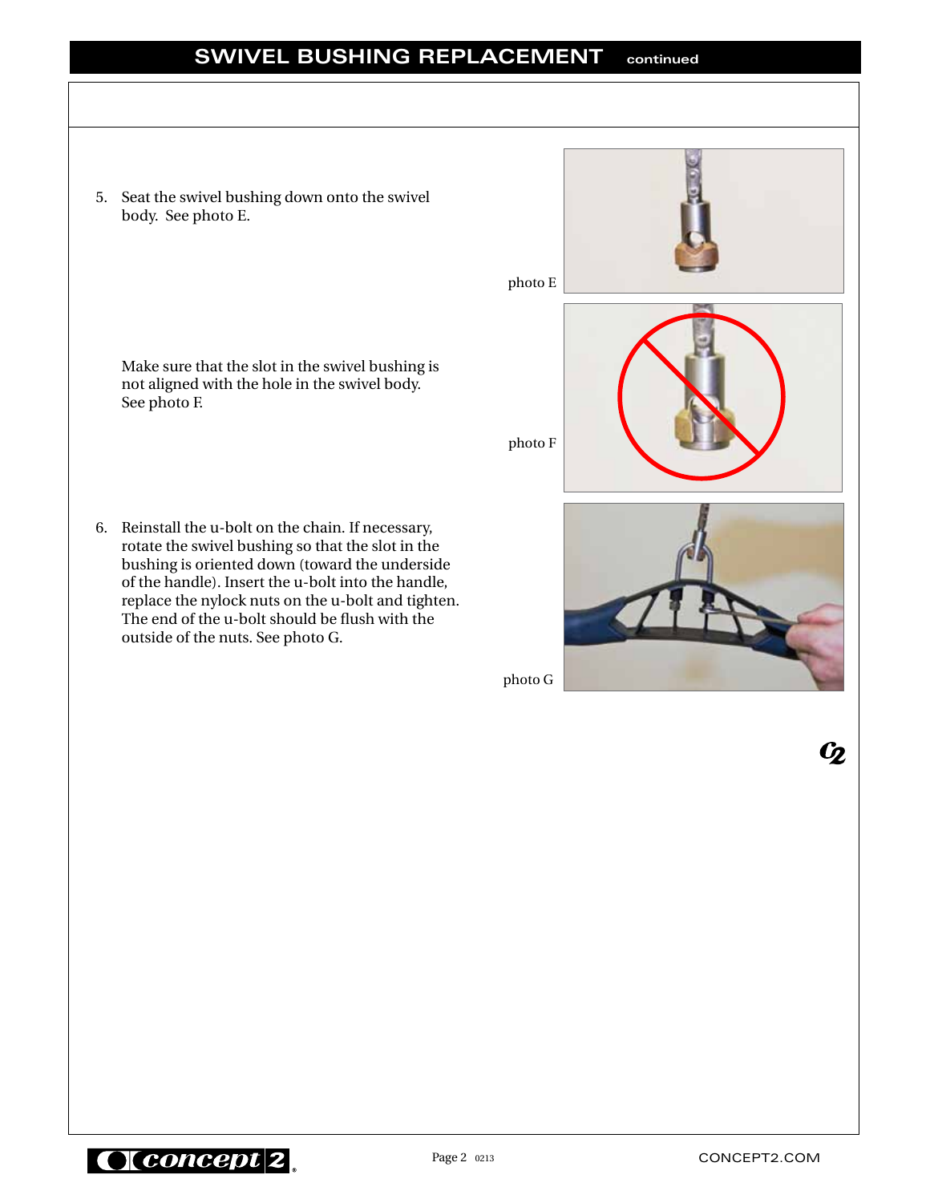# SWIVEL BUSHING REPLACEMENT continued

5. Seat the swivel bushing down onto the swivel body. See photo E.

photo E

Make sure that the slot in the swivel bushing is not aligned with the hole in the swivel body. See photo F.

photo F

6. Reinstall the u-bolt on the chain. If necessary, rotate the swivel bushing so that the slot in the bushing is oriented down (toward the underside of the handle). Insert the u-bolt into the handle, replace the nylock nuts on the u-bolt and tighten. The end of the u-bolt should be flush with the outside of the nuts. See photo G.

photo G

0213

CONCEPT2.COM